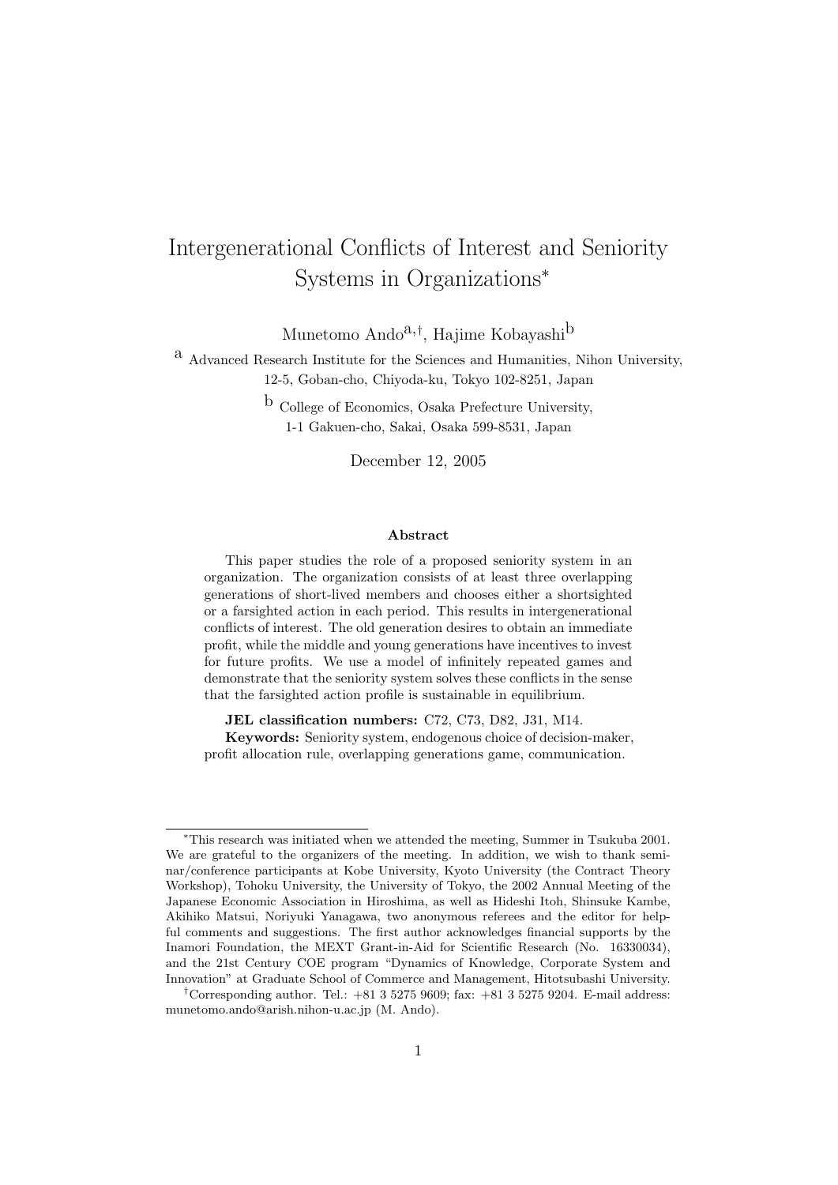# Intergenerational Conflicts of Interest and Seniority Systems in Organizations*

Munetomo Ando[a,†], Hajime Kobayashi[b]

[a] Advanced Research Institute for the Sciences and Humanities, Nihon University, 12-5, Goban-cho, Chiyoda-ku, Tokyo 102-8251, Japan

[b] College of Economics, Osaka Prefecture University, 1-1 Gakuen-cho, Sakai, Osaka 599-8531, Japan

December 12, 2005

### Abstract

This paper studies the role of a proposed seniority system in an organization. The organization consists of at least three overlapping generations of short-lived members and chooses either a shortsighted or a farsighted action in each period. This results in intergenerational conflicts of interest. The old generation desires to obtain an immediate profit, while the middle and young generations have incentives to invest for future profits. We use a model of infinitely repeated games and demonstrate that the seniority system solves these conflicts in the sense that the farsighted action profile is sustainable in equilibrium.

**JEL classification numbers:** C72, C73, D82, J31, M14.

**Keywords:** Seniority system, endogenous choice of decision-maker, profit allocation rule, overlapping generations game, communication.

---

*This research was initiated when we attended the meeting, Summer in Tsukuba 2001. We are grateful to the organizers of the meeting. In addition, we wish to thank seminar/conference participants at Kobe University, Kyoto University (the Contract Theory Workshop), Tohoku University, the University of Tokyo, the 2002 Annual Meeting of the Japanese Economic Association in Hiroshima, as well as Hideshi Itoh, Shinsuke Kambe, Akihiko Matsui, Noriyuki Yanagawa, two anonymous referees and the editor for helpful comments and suggestions. The first author acknowledges financial supports by the Inamori Foundation, the MEXT Grant-in-Aid for Scientific Research (No. 16330034), and the 21st Century COE program "Dynamics of Knowledge, Corporate System and Innovation" at Graduate School of Commerce and Management, Hitotsubashi University.

†Corresponding author. Tel.: +81 3 5275 9609; fax: +81 3 5275 9204. E-mail address: munetomo.ando@arish.nihon-u.ac.jp (M. Ando).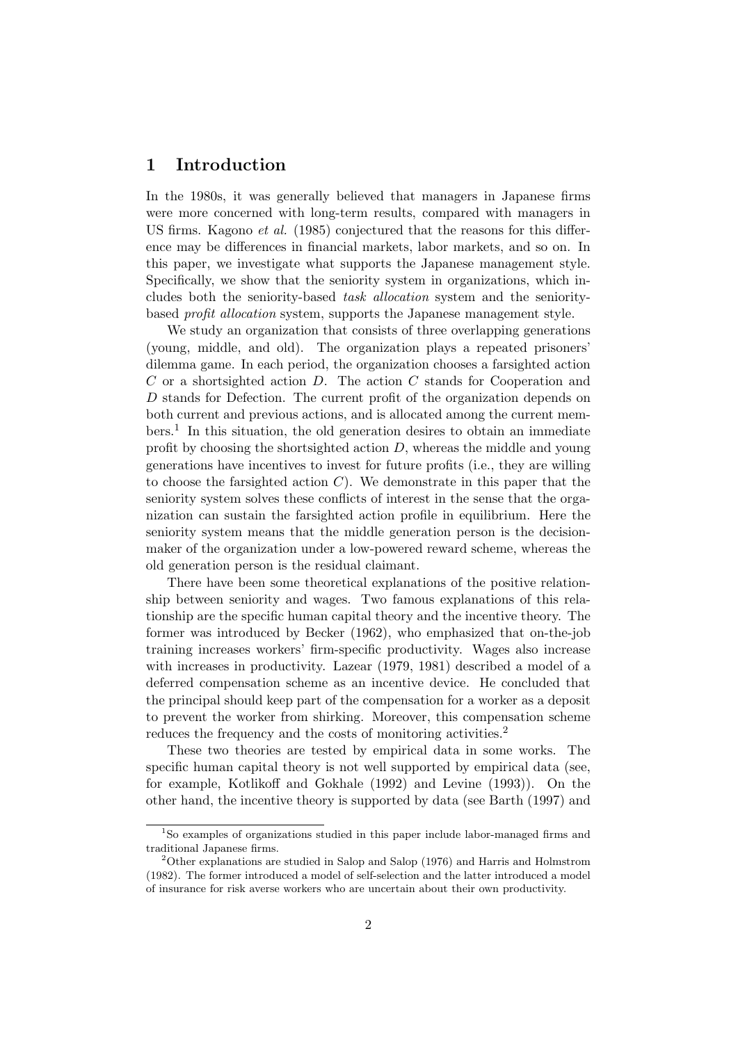## 1 Introduction

In the 1980s, it was generally believed that managers in Japanese firms were more concerned with long-term results, compared with managers in US firms. Kagono *et al.* (1985) conjectured that the reasons for this difference may be differences in financial markets, labor markets, and so on. In this paper, we investigate what supports the Japanese management style. Specifically, we show that the seniority system in organizations, which includes both the seniority-based *task allocation* system and the seniority-based *profit allocation* system, supports the Japanese management style.

We study an organization that consists of three overlapping generations (young, middle, and old). The organization plays a repeated prisoners' dilemma game. In each period, the organization chooses a farsighted action $C$ or a shortsighted action $D$. The action $C$ stands for Cooperation and $D$ stands for Defection. The current profit of the organization depends on both current and previous actions, and is allocated among the current members.[1] In this situation, the old generation desires to obtain an immediate profit by choosing the shortsighted action $D$, whereas the middle and young generations have incentives to invest for future profits (i.e., they are willing to choose the farsighted action $C$). We demonstrate in this paper that the seniority system solves these conflicts of interest in the sense that the organization can sustain the farsighted action profile in equilibrium. Here the seniority system means that the middle generation person is the decision-maker of the organization under a low-powered reward scheme, whereas the old generation person is the residual claimant.

There have been some theoretical explanations of the positive relationship between seniority and wages. Two famous explanations of this relationship are the specific human capital theory and the incentive theory. The former was introduced by Becker (1962), who emphasized that on-the-job training increases workers' firm-specific productivity. Wages also increase with increases in productivity. Lazear (1979, 1981) described a model of a deferred compensation scheme as an incentive device. He concluded that the principal should keep part of the compensation for a worker as a deposit to prevent the worker from shirking. Moreover, this compensation scheme reduces the frequency and the costs of monitoring activities.[2]

These two theories are tested by empirical data in some works. The specific human capital theory is not well supported by empirical data (see, for example, Kotlikoff and Gokhale (1992) and Levine (1993)). On the other hand, the incentive theory is supported by data (see Barth (1997) and

---

[1] So examples of organizations studied in this paper include labor-managed firms and traditional Japanese firms.

[2] Other explanations are studied in Salop and Salop (1976) and Harris and Holmstrom (1982). The former introduced a model of self-selection and the latter introduced a model of insurance for risk averse workers who are uncertain about their own productivity.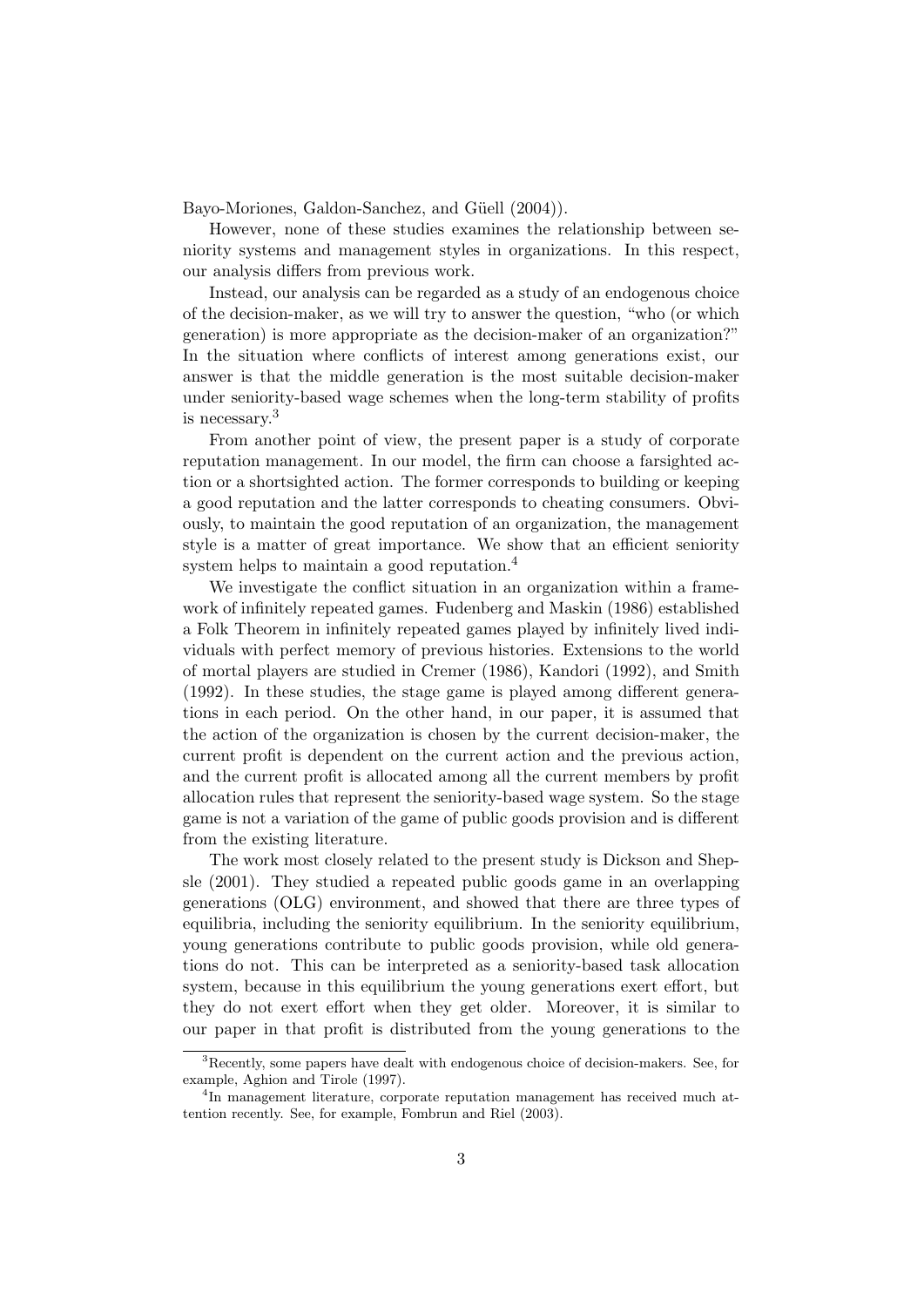Bayo-Moriones, Galdon-Sanchez, and Güell (2004)).

However, none of these studies examines the relationship between seniority systems and management styles in organizations. In this respect, our analysis differs from previous work.

Instead, our analysis can be regarded as a study of an endogenous choice of the decision-maker, as we will try to answer the question, "who (or which generation) is more appropriate as the decision-maker of an organization?" In the situation where conflicts of interest among generations exist, our answer is that the middle generation is the most suitable decision-maker under seniority-based wage schemes when the long-term stability of profits is necessary.[3]

From another point of view, the present paper is a study of corporate reputation management. In our model, the firm can choose a farsighted action or a shortsighted action. The former corresponds to building or keeping a good reputation and the latter corresponds to cheating consumers. Obviously, to maintain the good reputation of an organization, the management style is a matter of great importance. We show that an efficient seniority system helps to maintain a good reputation.[4]

We investigate the conflict situation in an organization within a framework of infinitely repeated games. Fudenberg and Maskin (1986) established a Folk Theorem in infinitely repeated games played by infinitely lived individuals with perfect memory of previous histories. Extensions to the world of mortal players are studied in Cremer (1986), Kandori (1992), and Smith (1992). In these studies, the stage game is played among different generations in each period. On the other hand, in our paper, it is assumed that the action of the organization is chosen by the current decision-maker, the current profit is dependent on the current action and the previous action, and the current profit is allocated among all the current members by profit allocation rules that represent the seniority-based wage system. So the stage game is not a variation of the game of public goods provision and is different from the existing literature.

The work most closely related to the present study is Dickson and Shepsle (2001). They studied a repeated public goods game in an overlapping generations (OLG) environment, and showed that there are three types of equilibria, including the seniority equilibrium. In the seniority equilibrium, young generations contribute to public goods provision, while old generations do not. This can be interpreted as a seniority-based task allocation system, because in this equilibrium the young generations exert effort, but they do not exert effort when they get older. Moreover, it is similar to our paper in that profit is distributed from the young generations to the

[3]Recently, some papers have dealt with endogenous choice of decision-makers. See, for example, Aghion and Tirole (1997).

[4]In management literature, corporate reputation management has received much attention recently. See, for example, Fombrun and Riel (2003).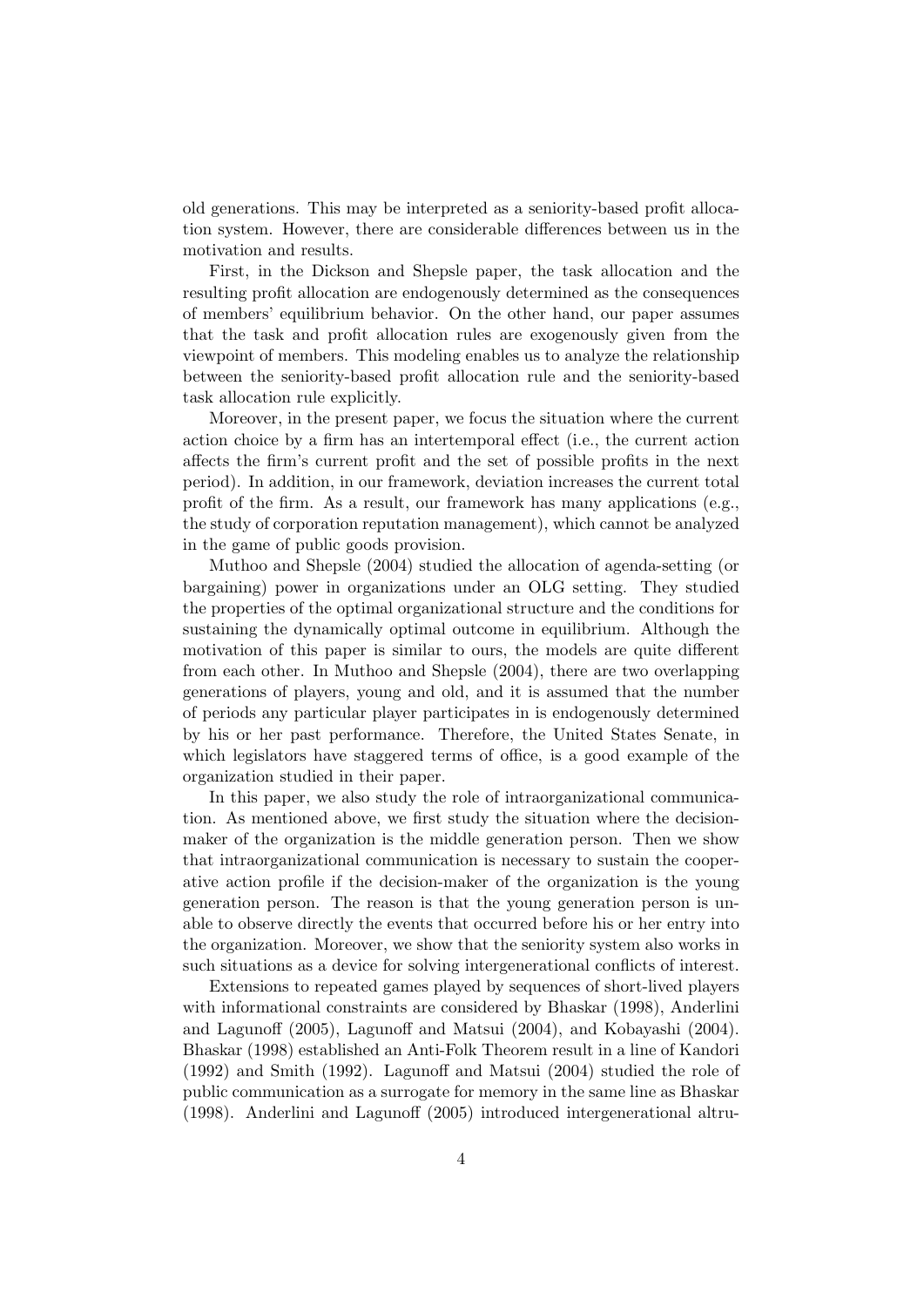old generations. This may be interpreted as a seniority-based profit allocation system. However, there are considerable differences between us in the motivation and results.

First, in the Dickson and Shepsle paper, the task allocation and the resulting profit allocation are endogenously determined as the consequences of members' equilibrium behavior. On the other hand, our paper assumes that the task and profit allocation rules are exogenously given from the viewpoint of members. This modeling enables us to analyze the relationship between the seniority-based profit allocation rule and the seniority-based task allocation rule explicitly.

Moreover, in the present paper, we focus the situation where the current action choice by a firm has an intertemporal effect (i.e., the current action affects the firm's current profit and the set of possible profits in the next period). In addition, in our framework, deviation increases the current total profit of the firm. As a result, our framework has many applications (e.g., the study of corporation reputation management), which cannot be analyzed in the game of public goods provision.

Muthoo and Shepsle (2004) studied the allocation of agenda-setting (or bargaining) power in organizations under an OLG setting. They studied the properties of the optimal organizational structure and the conditions for sustaining the dynamically optimal outcome in equilibrium. Although the motivation of this paper is similar to ours, the models are quite different from each other. In Muthoo and Shepsle (2004), there are two overlapping generations of players, young and old, and it is assumed that the number of periods any particular player participates in is endogenously determined by his or her past performance. Therefore, the United States Senate, in which legislators have staggered terms of office, is a good example of the organization studied in their paper.

In this paper, we also study the role of intraorganizational communication. As mentioned above, we first study the situation where the decision-maker of the organization is the middle generation person. Then we show that intraorganizational communication is necessary to sustain the cooperative action profile if the decision-maker of the organization is the young generation person. The reason is that the young generation person is unable to observe directly the events that occurred before his or her entry into the organization. Moreover, we show that the seniority system also works in such situations as a device for solving intergenerational conflicts of interest.

Extensions to repeated games played by sequences of short-lived players with informational constraints are considered by Bhaskar (1998), Anderlini and Lagunoff (2005), Lagunoff and Matsui (2004), and Kobayashi (2004). Bhaskar (1998) established an Anti-Folk Theorem result in a line of Kandori (1992) and Smith (1992). Lagunoff and Matsui (2004) studied the role of public communication as a surrogate for memory in the same line as Bhaskar (1998). Anderlini and Lagunoff (2005) introduced intergenerational altru-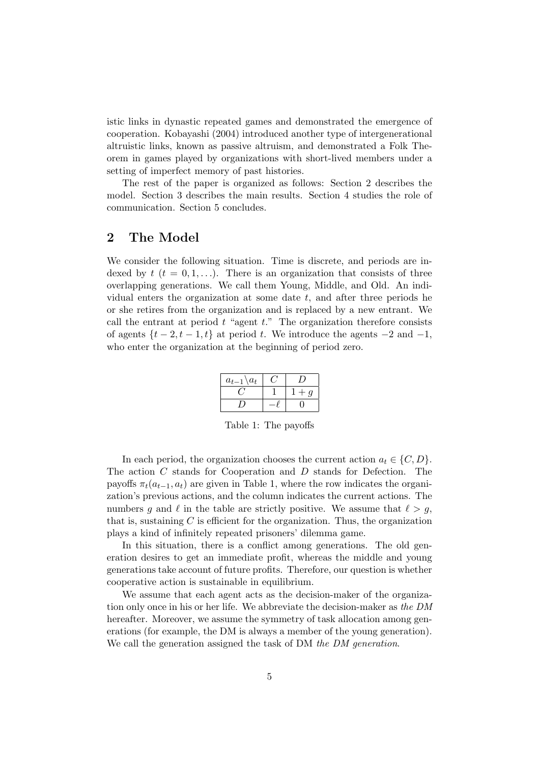istic links in dynastic repeated games and demonstrated the emergence of cooperation. Kobayashi (2004) introduced another type of intergenerational altruistic links, known as passive altruism, and demonstrated a Folk Theorem in games played by organizations with short-lived members under a setting of imperfect memory of past histories.

The rest of the paper is organized as follows: Section 2 describes the model. Section 3 describes the main results. Section 4 studies the role of communication. Section 5 concludes.

## 2 The Model

We consider the following situation. Time is discrete, and periods are indexed by $t$ $(t = 0, 1, \ldots)$. There is an organization that consists of three overlapping generations. We call them Young, Middle, and Old. An individual enters the organization at some date $t$, and after three periods he or she retires from the organization and is replaced by a new entrant. We call the entrant at period $t$ "agent $t$." The organization therefore consists of agents $\{t-2, t-1, t\}$ at period $t$. We introduce the agents $-2$ and $-1$, who enter the organization at the beginning of period zero.

| $a_{t-1} \backslash a_t$ | $C$ | $D$ |
|---|---|---|
| $C$ | $1$ | $1+g$ |
| $D$ | $-\ell$ | $0$ |

Table 1: The payoffs

In each period, the organization chooses the current action $a_t \in \{C, D\}$. The action $C$ stands for Cooperation and $D$ stands for Defection. The payoffs $\pi_t(a_{t-1}, a_t)$ are given in Table 1, where the row indicates the organization's previous actions, and the column indicates the current actions. The numbers $g$ and $\ell$ in the table are strictly positive. We assume that $\ell > g$, that is, sustaining $C$ is efficient for the organization. Thus, the organization plays a kind of infinitely repeated prisoners' dilemma game.

In this situation, there is a conflict among generations. The old generation desires to get an immediate profit, whereas the middle and young generations take account of future profits. Therefore, our question is whether cooperative action is sustainable in equilibrium.

We assume that each agent acts as the decision-maker of the organization only once in his or her life. We abbreviate the decision-maker as *the DM* hereafter. Moreover, we assume the symmetry of task allocation among generations (for example, the DM is always a member of the young generation). We call the generation assigned the task of DM *the DM generation*.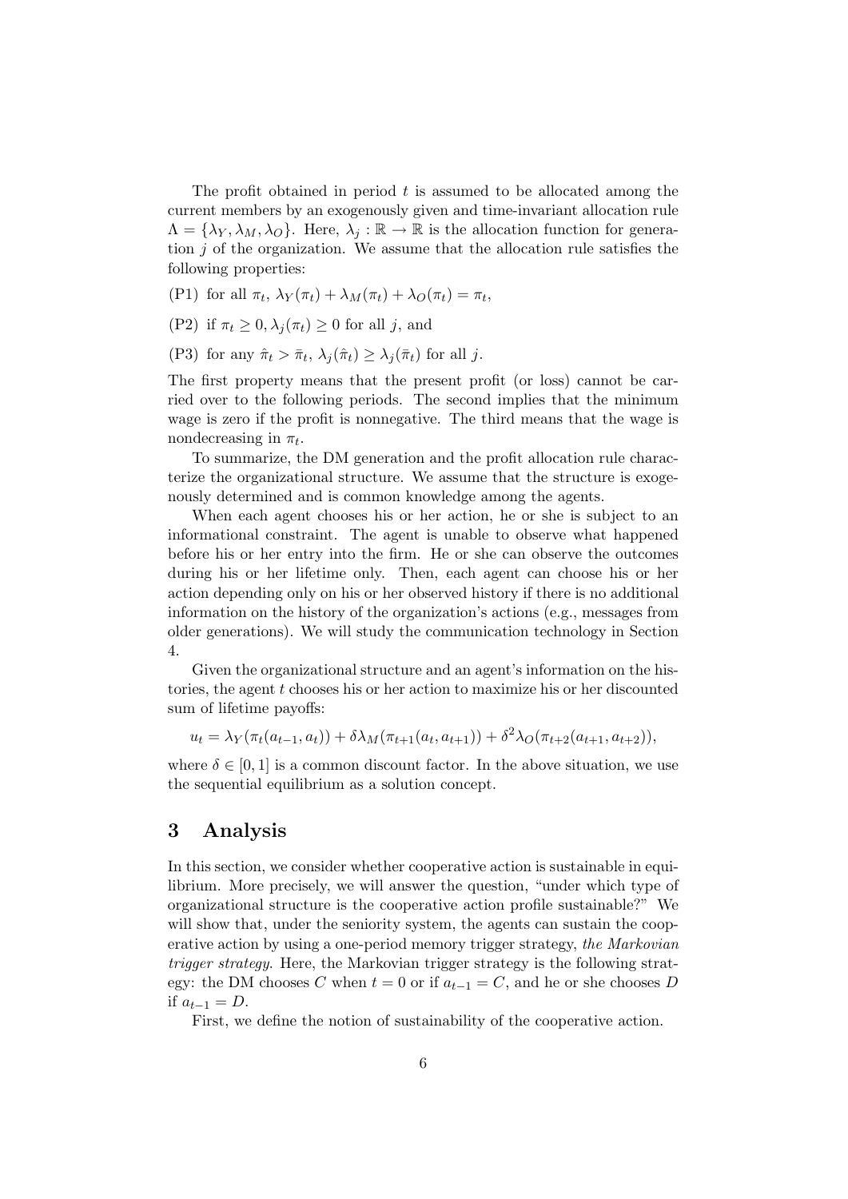The profit obtained in period $t$ is assumed to be allocated among the current members by an exogenously given and time-invariant allocation rule $\Lambda = \{\lambda_Y, \lambda_M, \lambda_O\}$. Here, $\lambda_j : \mathbb{R} \to \mathbb{R}$ is the allocation function for generation $j$ of the organization. We assume that the allocation rule satisfies the following properties:

(P1) for all $\pi_t$, $\lambda_Y(\pi_t) + \lambda_M(\pi_t) + \lambda_O(\pi_t) = \pi_t$,

(P2) if $\pi_t \geq 0$, $\lambda_j(\pi_t) \geq 0$ for all $j$, and

(P3) for any $\hat{\pi}_t > \bar{\pi}_t$, $\lambda_j(\hat{\pi}_t) \geq \lambda_j(\bar{\pi}_t)$ for all $j$.

The first property means that the present profit (or loss) cannot be carried over to the following periods. The second implies that the minimum wage is zero if the profit is nonnegative. The third means that the wage is nondecreasing in $\pi_t$.

To summarize, the DM generation and the profit allocation rule characterize the organizational structure. We assume that the structure is exogenously determined and is common knowledge among the agents.

When each agent chooses his or her action, he or she is subject to an informational constraint. The agent is unable to observe what happened before his or her entry into the firm. He or she can observe the outcomes during his or her lifetime only. Then, each agent can choose his or her action depending only on his or her observed history if there is no additional information on the history of the organization's actions (e.g., messages from older generations). We will study the communication technology in Section 4.

Given the organizational structure and an agent's information on the histories, the agent $t$ chooses his or her action to maximize his or her discounted sum of lifetime payoffs:

$$u_t = \lambda_Y(\pi_t(a_{t-1}, a_t)) + \delta\lambda_M(\pi_{t+1}(a_t, a_{t+1})) + \delta^2\lambda_O(\pi_{t+2}(a_{t+1}, a_{t+2})),$$

where $\delta \in [0, 1]$ is a common discount factor. In the above situation, we use the sequential equilibrium as a solution concept.

# 3 Analysis

In this section, we consider whether cooperative action is sustainable in equilibrium. More precisely, we will answer the question, "under which type of organizational structure is the cooperative action profile sustainable?" We will show that, under the seniority system, the agents can sustain the cooperative action by using a one-period memory trigger strategy, *the Markovian trigger strategy*. Here, the Markovian trigger strategy is the following strategy: the DM chooses $C$ when $t = 0$ or if $a_{t-1} = C$, and he or she chooses $D$ if $a_{t-1} = D$.

First, we define the notion of sustainability of the cooperative action.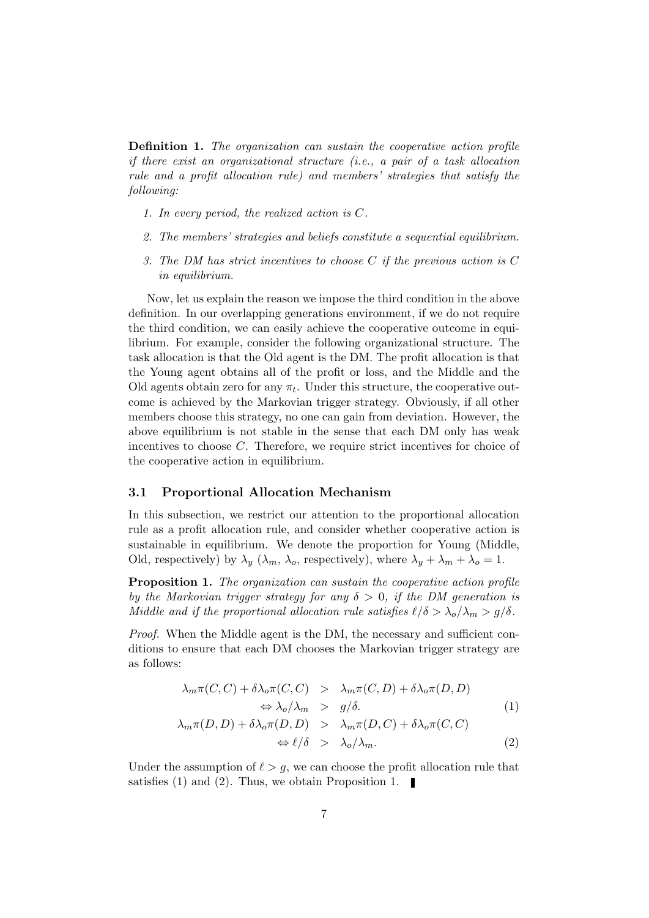**Definition 1.** *The organization can sustain the cooperative action profile if there exist an organizational structure (i.e., a pair of a task allocation rule and a profit allocation rule) and members' strategies that satisfy the following:*

1. *In every period, the realized action is $C$.*
2. *The members' strategies and beliefs constitute a sequential equilibrium.*
3. *The DM has strict incentives to choose $C$ if the previous action is $C$ in equilibrium.*

Now, let us explain the reason we impose the third condition in the above definition. In our overlapping generations environment, if we do not require the third condition, we can easily achieve the cooperative outcome in equilibrium. For example, consider the following organizational structure. The task allocation is that the Old agent is the DM. The profit allocation is that the Young agent obtains all of the profit or loss, and the Middle and the Old agents obtain zero for any $\pi_t$. Under this structure, the cooperative outcome is achieved by the Markovian trigger strategy. Obviously, if all other members choose this strategy, no one can gain from deviation. However, the above equilibrium is not stable in the sense that each DM only has weak incentives to choose $C$. Therefore, we require strict incentives for choice of the cooperative action in equilibrium.

### 3.1 Proportional Allocation Mechanism

In this subsection, we restrict our attention to the proportional allocation rule as a profit allocation rule, and consider whether cooperative action is sustainable in equilibrium. We denote the proportion for Young (Middle, Old, respectively) by $\lambda_y$ ($\lambda_m$, $\lambda_o$, respectively), where $\lambda_y + \lambda_m + \lambda_o = 1$.

**Proposition 1.** *The organization can sustain the cooperative action profile by the Markovian trigger strategy for any $\delta > 0$, if the DM generation is Middle and if the proportional allocation rule satisfies $\ell/\delta > \lambda_o/\lambda_m > g/\delta$.*

*Proof.* When the Middle agent is the DM, the necessary and sufficient conditions to ensure that each DM chooses the Markovian trigger strategy are as follows:

$$\lambda_m \pi(C,C) + \delta\lambda_o \pi(C,C) > \lambda_m \pi(C,D) + \delta\lambda_o \pi(D,D)$$
$$\Leftrightarrow \lambda_o/\lambda_m > g/\delta. \tag{1}$$
$$\lambda_m \pi(D,D) + \delta\lambda_o \pi(D,D) > \lambda_m \pi(D,C) + \delta\lambda_o \pi(C,C)$$
$$\Leftrightarrow \ell/\delta > \lambda_o/\lambda_m. \tag{2}$$

Under the assumption of $\ell > g$, we can choose the profit allocation rule that satisfies (1) and (2). Thus, we obtain Proposition 1. ∎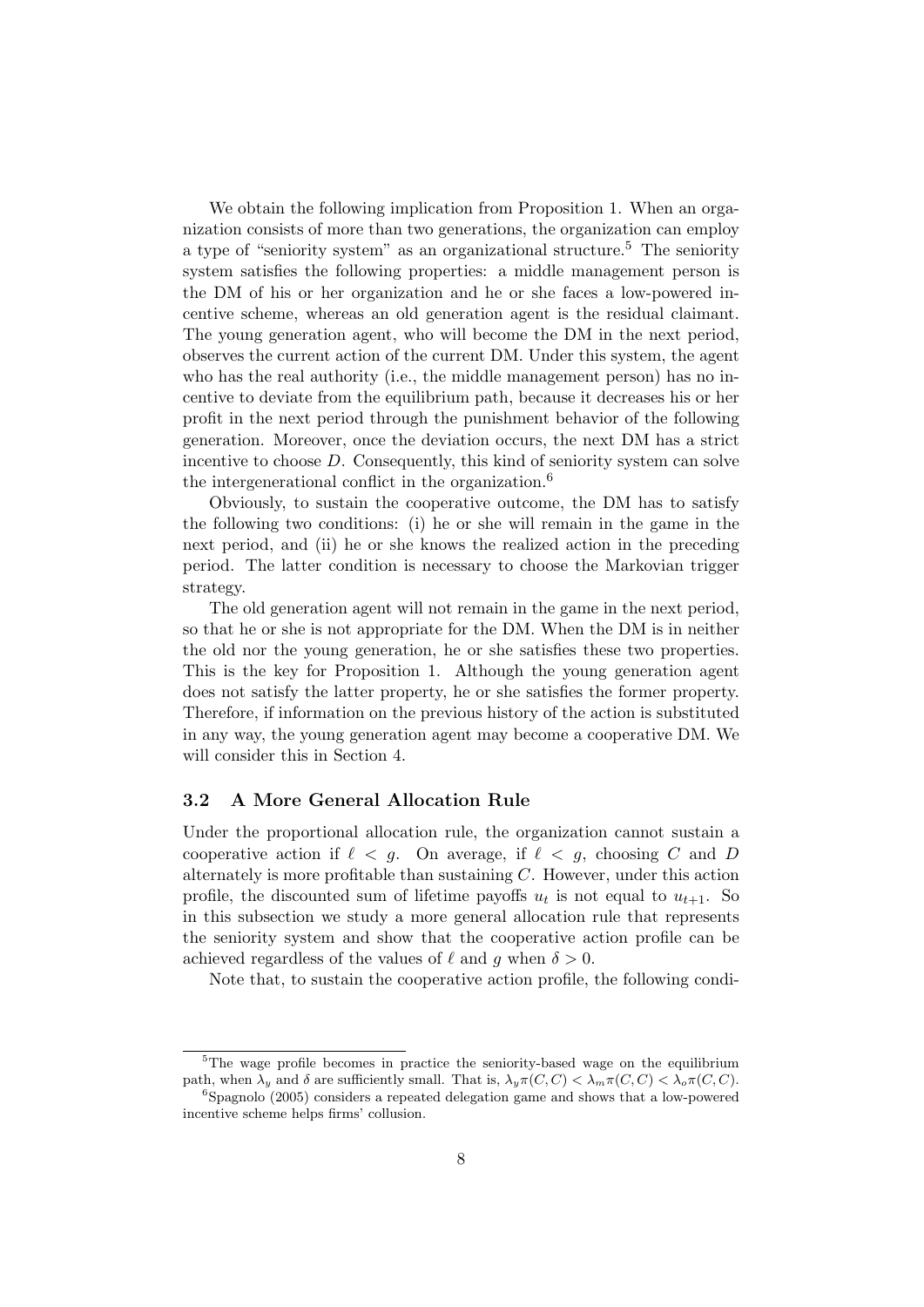We obtain the following implication from Proposition 1. When an organization consists of more than two generations, the organization can employ a type of "seniority system" as an organizational structure.[5] The seniority system satisfies the following properties: a middle management person is the DM of his or her organization and he or she faces a low-powered incentive scheme, whereas an old generation agent is the residual claimant. The young generation agent, who will become the DM in the next period, observes the current action of the current DM. Under this system, the agent who has the real authority (i.e., the middle management person) has no incentive to deviate from the equilibrium path, because it decreases his or her profit in the next period through the punishment behavior of the following generation. Moreover, once the deviation occurs, the next DM has a strict incentive to choose $D$. Consequently, this kind of seniority system can solve the intergenerational conflict in the organization.[6]

Obviously, to sustain the cooperative outcome, the DM has to satisfy the following two conditions: (i) he or she will remain in the game in the next period, and (ii) he or she knows the realized action in the preceding period. The latter condition is necessary to choose the Markovian trigger strategy.

The old generation agent will not remain in the game in the next period, so that he or she is not appropriate for the DM. When the DM is in neither the old nor the young generation, he or she satisfies these two properties. This is the key for Proposition 1. Although the young generation agent does not satisfy the latter property, he or she satisfies the former property. Therefore, if information on the previous history of the action is substituted in any way, the young generation agent may become a cooperative DM. We will consider this in Section 4.

### 3.2 A More General Allocation Rule

Under the proportional allocation rule, the organization cannot sustain a cooperative action if $\ell < g$. On average, if $\ell < g$, choosing $C$ and $D$ alternately is more profitable than sustaining $C$. However, under this action profile, the discounted sum of lifetime payoffs $u_t$ is not equal to $u_{t+1}$. So in this subsection we study a more general allocation rule that represents the seniority system and show that the cooperative action profile can be achieved regardless of the values of $\ell$ and $g$ when $\delta > 0$.

Note that, to sustain the cooperative action profile, the following condi-

---

[5] The wage profile becomes in practice the seniority-based wage on the equilibrium path, when $\lambda_y$ and $\delta$ are sufficiently small. That is, $\lambda_y \pi(C, C) < \lambda_m \pi(C, C) < \lambda_o \pi(C, C)$.

[6] Spagnolo (2005) considers a repeated delegation game and shows that a low-powered incentive scheme helps firms' collusion.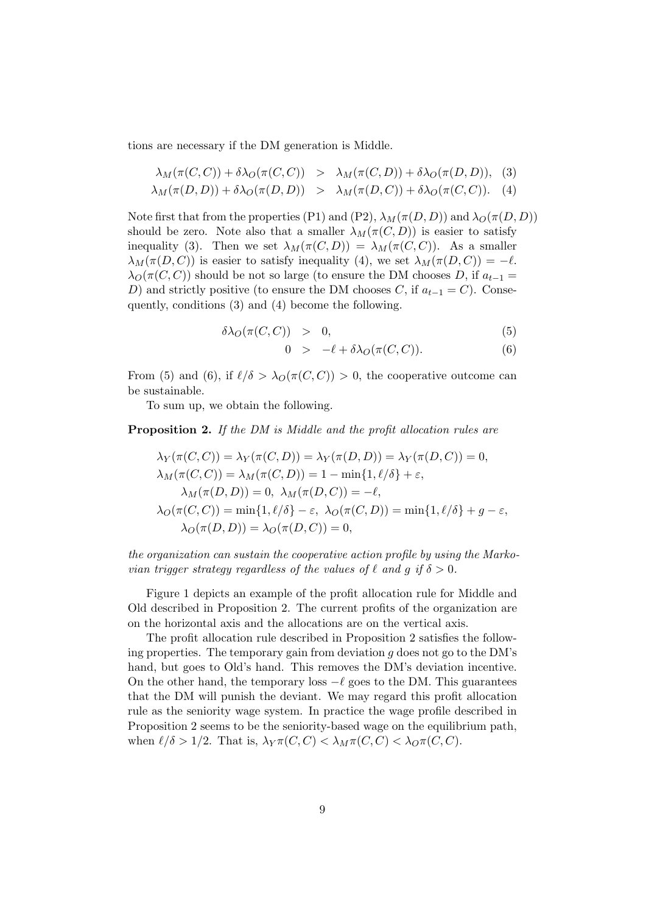tions are necessary if the DM generation is Middle.

$$\lambda_M(\pi(C,C)) + \delta\lambda_O(\pi(C,C)) > \lambda_M(\pi(C,D)) + \delta\lambda_O(\pi(D,D)), \quad (3)$$

$$\lambda_M(\pi(D,D)) + \delta\lambda_O(\pi(D,D)) > \lambda_M(\pi(D,C)) + \delta\lambda_O(\pi(C,C)). \quad (4)$$

Note first that from the properties (P1) and (P2), $\lambda_M(\pi(D,D))$ and $\lambda_O(\pi(D,D))$ should be zero. Note also that a smaller $\lambda_M(\pi(C,D))$ is easier to satisfy inequality (3). Then we set $\lambda_M(\pi(C,D)) = \lambda_M(\pi(C,C))$. As a smaller $\lambda_M(\pi(D,C))$ is easier to satisfy inequality (4), we set $\lambda_M(\pi(D,C)) = -\ell$. $\lambda_O(\pi(C,C))$ should be not so large (to ensure the DM chooses $D$, if $a_{t-1} = D$) and strictly positive (to ensure the DM chooses $C$, if $a_{t-1} = C$). Consequently, conditions (3) and (4) become the following.

$$\delta\lambda_O(\pi(C,C)) > 0, \quad (5)$$

$$0 > -\ell + \delta\lambda_O(\pi(C,C)). \quad (6)$$

From (5) and (6), if $\ell/\delta > \lambda_O(\pi(C,C)) > 0$, the cooperative outcome can be sustainable.

To sum up, we obtain the following.

**Proposition 2.** *If the DM is Middle and the profit allocation rules are*

$$\lambda_Y(\pi(C,C)) = \lambda_Y(\pi(C,D)) = \lambda_Y(\pi(D,D)) = \lambda_Y(\pi(D,C)) = 0,$$
$$\lambda_M(\pi(C,C)) = \lambda_M(\pi(C,D)) = 1 - \min\{1, \ell/\delta\} + \varepsilon,$$
$$\lambda_M(\pi(D,D)) = 0,\ \lambda_M(\pi(D,C)) = -\ell,$$
$$\lambda_O(\pi(C,C)) = \min\{1, \ell/\delta\} - \varepsilon,\ \lambda_O(\pi(C,D)) = \min\{1, \ell/\delta\} + g - \varepsilon,$$
$$\lambda_O(\pi(D,D)) = \lambda_O(\pi(D,C)) = 0,$$

*the organization can sustain the cooperative action profile by using the Markovian trigger strategy regardless of the values of $\ell$ and $g$ if $\delta > 0$.*

Figure 1 depicts an example of the profit allocation rule for Middle and Old described in Proposition 2. The current profits of the organization are on the horizontal axis and the allocations are on the vertical axis.

The profit allocation rule described in Proposition 2 satisfies the following properties. The temporary gain from deviation $g$ does not go to the DM's hand, but goes to Old's hand. This removes the DM's deviation incentive. On the other hand, the temporary loss $-\ell$ goes to the DM. This guarantees that the DM will punish the deviant. We may regard this profit allocation rule as the seniority wage system. In practice the wage profile described in Proposition 2 seems to be the seniority-based wage on the equilibrium path, when $\ell/\delta > 1/2$. That is, $\lambda_Y\pi(C,C) < \lambda_M\pi(C,C) < \lambda_O\pi(C,C)$.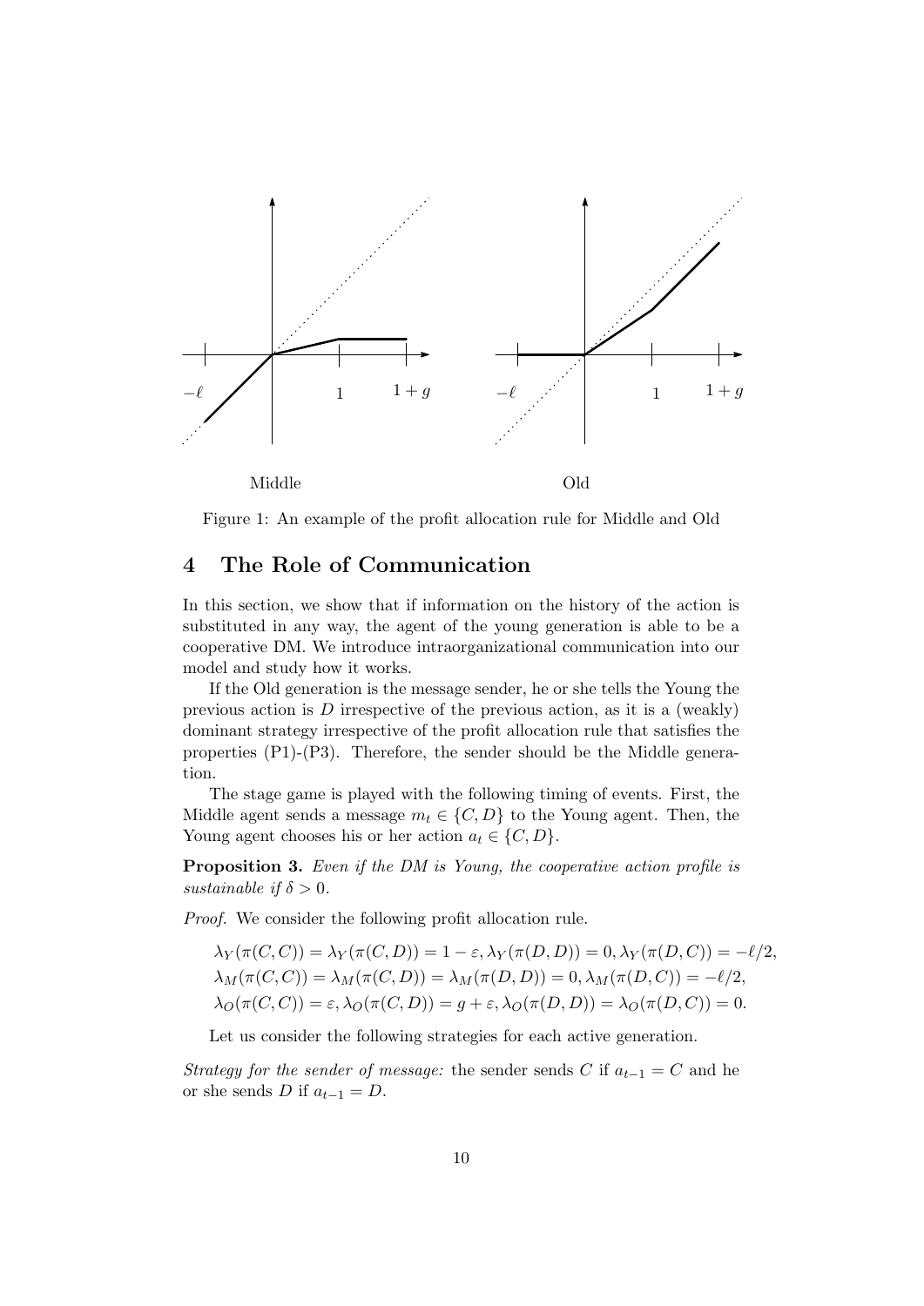Middle

Old

Figure 1: An example of the profit allocation rule for Middle and Old

# 4 The Role of Communication

In this section, we show that if information on the history of the action is substituted in any way, the agent of the young generation is able to be a cooperative DM. We introduce intraorganizational communication into our model and study how it works.

If the Old generation is the message sender, he or she tells the Young the previous action is $D$ irrespective of the previous action, as it is a (weakly) dominant strategy irrespective of the profit allocation rule that satisfies the properties (P1)-(P3). Therefore, the sender should be the Middle generation.

The stage game is played with the following timing of events. First, the Middle agent sends a message $m_t \in \{C, D\}$ to the Young agent. Then, the Young agent chooses his or her action $a_t \in \{C, D\}$.

**Proposition 3.** *Even if the DM is Young, the cooperative action profile is sustainable if $\delta > 0$.*

*Proof.* We consider the following profit allocation rule.

$$\lambda_Y(\pi(C,C)) = \lambda_Y(\pi(C,D)) = 1 - \varepsilon, \lambda_Y(\pi(D,D)) = 0, \lambda_Y(\pi(D,C)) = -\ell/2,$$
$$\lambda_M(\pi(C,C)) = \lambda_M(\pi(C,D)) = \lambda_M(\pi(D,D)) = 0, \lambda_M(\pi(D,C)) = -\ell/2,$$
$$\lambda_O(\pi(C,C)) = \varepsilon, \lambda_O(\pi(C,D)) = g + \varepsilon, \lambda_O(\pi(D,D)) = \lambda_O(\pi(D,C)) = 0.$$

Let us consider the following strategies for each active generation.

*Strategy for the sender of message:* the sender sends $C$ if $a_{t-1} = C$ and he or she sends $D$ if $a_{t-1} = D$.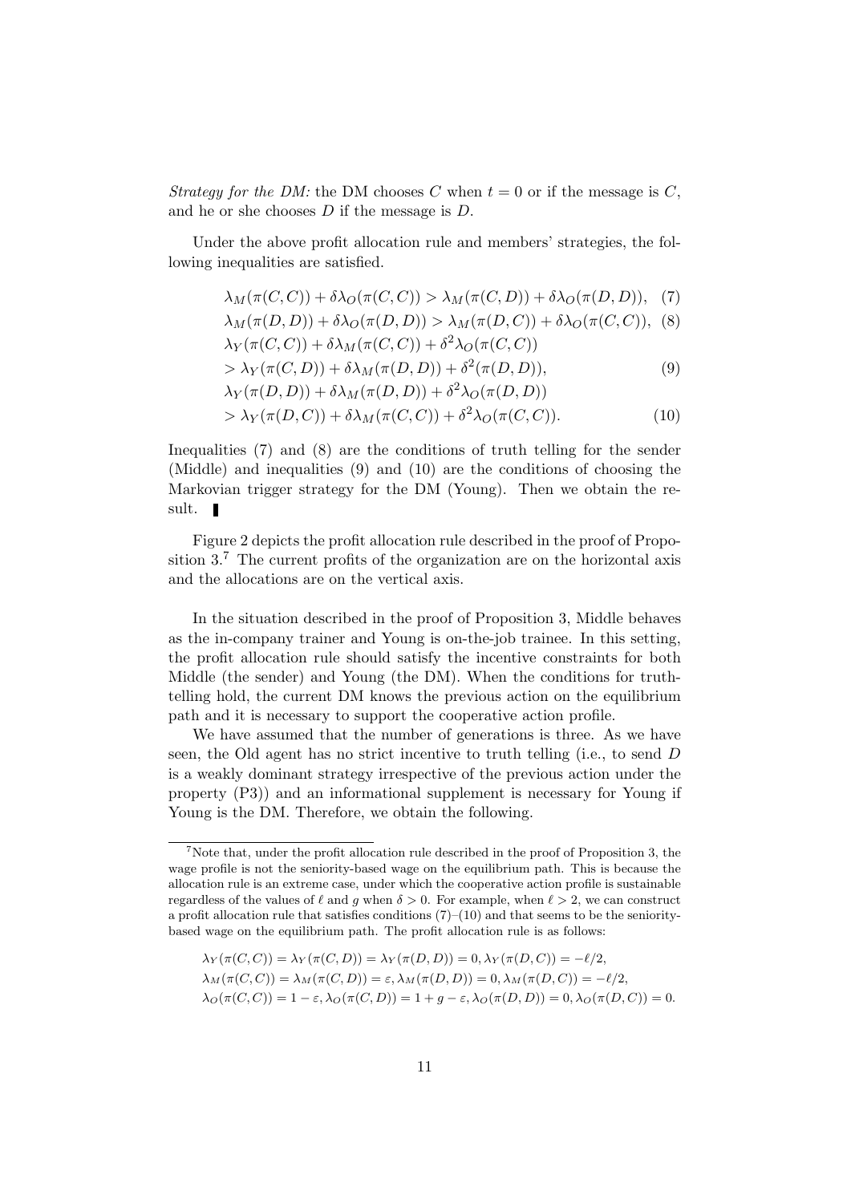*Strategy for the DM:* the DM chooses $C$ when $t = 0$ or if the message is $C$, and he or she chooses $D$ if the message is $D$.

Under the above profit allocation rule and members' strategies, the following inequalities are satisfied.

$$\lambda_M(\pi(C,C)) + \delta\lambda_O(\pi(C,C)) > \lambda_M(\pi(C,D)) + \delta\lambda_O(\pi(D,D)), \quad (7)$$

$$\lambda_M(\pi(D,D)) + \delta\lambda_O(\pi(D,D)) > \lambda_M(\pi(D,C)) + \delta\lambda_O(\pi(C,C)), \quad (8)$$

$$\lambda_Y(\pi(C,C)) + \delta\lambda_M(\pi(C,C)) + \delta^2\lambda_O(\pi(C,C))$$
$$> \lambda_Y(\pi(C,D)) + \delta\lambda_M(\pi(D,D)) + \delta^2(\pi(D,D)), \quad (9)$$

$$\lambda_Y(\pi(D,D)) + \delta\lambda_M(\pi(D,D)) + \delta^2\lambda_O(\pi(D,D))$$
$$> \lambda_Y(\pi(D,C)) + \delta\lambda_M(\pi(C,C)) + \delta^2\lambda_O(\pi(C,C)). \quad (10)$$

Inequalities (7) and (8) are the conditions of truth telling for the sender (Middle) and inequalities (9) and (10) are the conditions of choosing the Markovian trigger strategy for the DM (Young). Then we obtain the result. ∎

Figure 2 depicts the profit allocation rule described in the proof of Proposition 3.[7] The current profits of the organization are on the horizontal axis and the allocations are on the vertical axis.

In the situation described in the proof of Proposition 3, Middle behaves as the in-company trainer and Young is on-the-job trainee. In this setting, the profit allocation rule should satisfy the incentive constraints for both Middle (the sender) and Young (the DM). When the conditions for truth-telling hold, the current DM knows the previous action on the equilibrium path and it is necessary to support the cooperative action profile.

We have assumed that the number of generations is three. As we have seen, the Old agent has no strict incentive to truth telling (i.e., to send $D$ is a weakly dominant strategy irrespective of the previous action under the property (P3)) and an informational supplement is necessary for Young if Young is the DM. Therefore, we obtain the following.

[7] Note that, under the profit allocation rule described in the proof of Proposition 3, the wage profile is not the seniority-based wage on the equilibrium path. This is because the allocation rule is an extreme case, under which the cooperative action profile is sustainable regardless of the values of $\ell$ and $g$ when $\delta > 0$. For example, when $\ell > 2$, we can construct a profit allocation rule that satisfies conditions (7)–(10) and that seems to be the seniority-based wage on the equilibrium path. The profit allocation rule is as follows:

$$\lambda_Y(\pi(C,C)) = \lambda_Y(\pi(C,D)) = \lambda_Y(\pi(D,D)) = 0, \lambda_Y(\pi(D,C)) = -\ell/2,$$
$$\lambda_M(\pi(C,C)) = \lambda_M(\pi(C,D)) = \varepsilon, \lambda_M(\pi(D,D)) = 0, \lambda_M(\pi(D,C)) = -\ell/2,$$
$$\lambda_O(\pi(C,C)) = 1-\varepsilon, \lambda_O(\pi(C,D)) = 1+g-\varepsilon, \lambda_O(\pi(D,D)) = 0, \lambda_O(\pi(D,C)) = 0.$$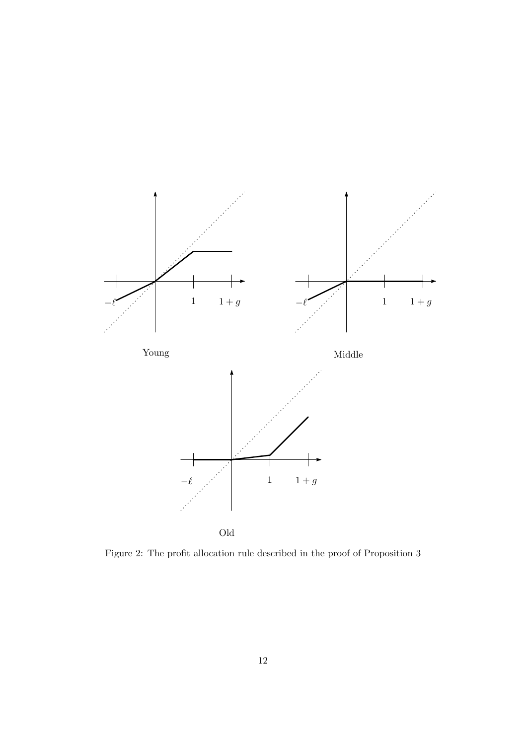Young

Middle

Old

Figure 2: The profit allocation rule described in the proof of Proposition 3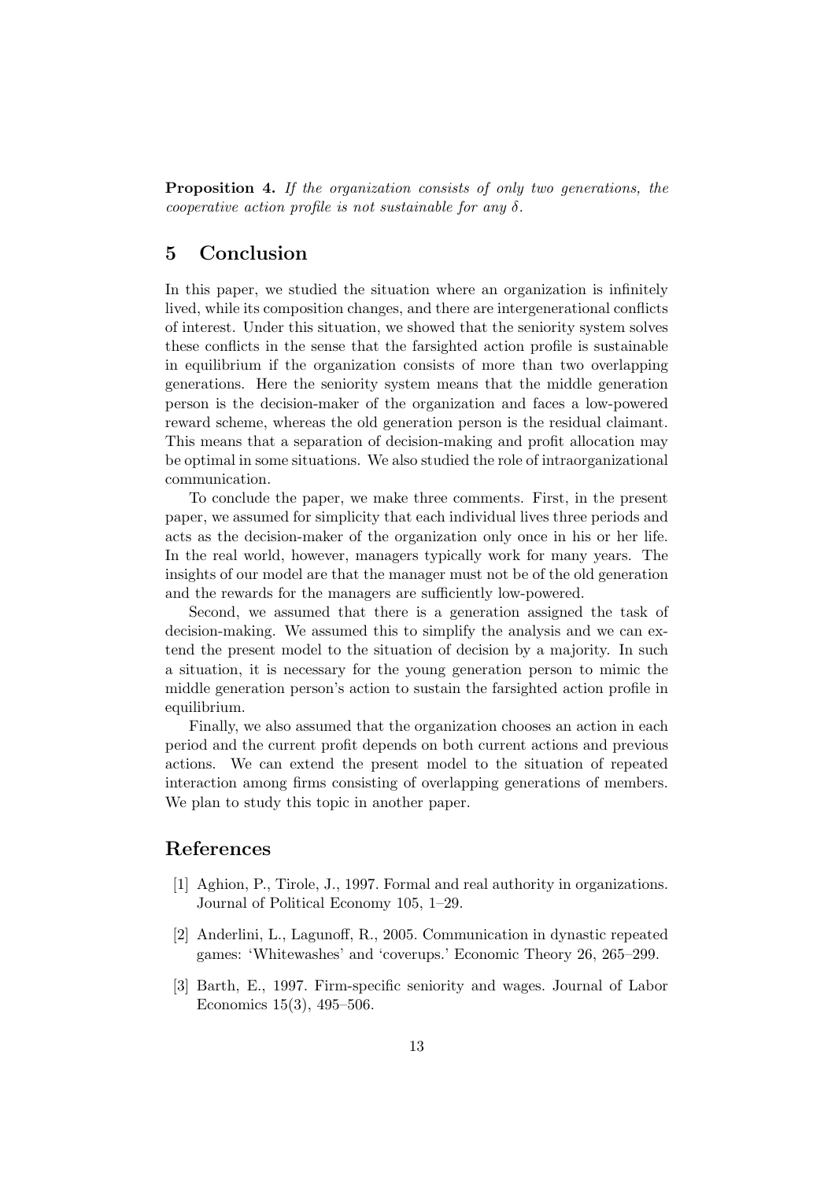**Proposition 4.** *If the organization consists of only two generations, the cooperative action profile is not sustainable for any $\delta$.*

## 5 Conclusion

In this paper, we studied the situation where an organization is infinitely lived, while its composition changes, and there are intergenerational conflicts of interest. Under this situation, we showed that the seniority system solves these conflicts in the sense that the farsighted action profile is sustainable in equilibrium if the organization consists of more than two overlapping generations. Here the seniority system means that the middle generation person is the decision-maker of the organization and faces a low-powered reward scheme, whereas the old generation person is the residual claimant. This means that a separation of decision-making and profit allocation may be optimal in some situations. We also studied the role of intraorganizational communication.

To conclude the paper, we make three comments. First, in the present paper, we assumed for simplicity that each individual lives three periods and acts as the decision-maker of the organization only once in his or her life. In the real world, however, managers typically work for many years. The insights of our model are that the manager must not be of the old generation and the rewards for the managers are sufficiently low-powered.

Second, we assumed that there is a generation assigned the task of decision-making. We assumed this to simplify the analysis and we can extend the present model to the situation of decision by a majority. In such a situation, it is necessary for the young generation person to mimic the middle generation person's action to sustain the farsighted action profile in equilibrium.

Finally, we also assumed that the organization chooses an action in each period and the current profit depends on both current actions and previous actions. We can extend the present model to the situation of repeated interaction among firms consisting of overlapping generations of members. We plan to study this topic in another paper.

## References

[1] Aghion, P., Tirole, J., 1997. Formal and real authority in organizations. Journal of Political Economy 105, 1–29.

[2] Anderlini, L., Lagunoff, R., 2005. Communication in dynastic repeated games: 'Whitewashes' and 'coverups.' Economic Theory 26, 265–299.

[3] Barth, E., 1997. Firm-specific seniority and wages. Journal of Labor Economics 15(3), 495–506.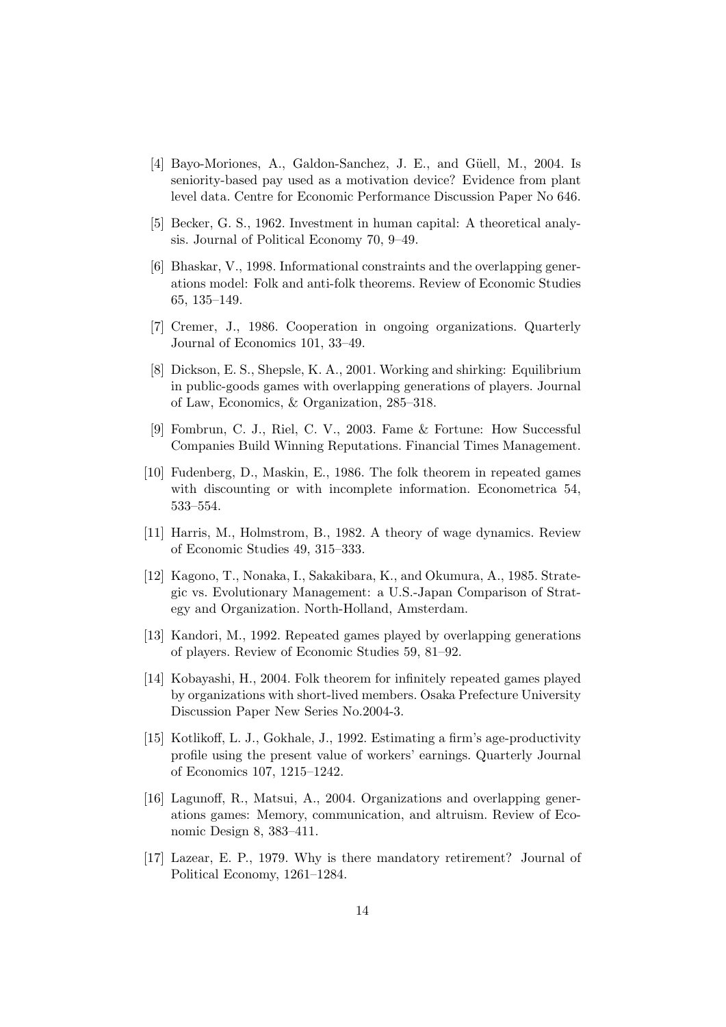[4] Bayo-Moriones, A., Galdon-Sanchez, J. E., and Güell, M., 2004. Is seniority-based pay used as a motivation device? Evidence from plant level data. Centre for Economic Performance Discussion Paper No 646.

[5] Becker, G. S., 1962. Investment in human capital: A theoretical analysis. Journal of Political Economy 70, 9–49.

[6] Bhaskar, V., 1998. Informational constraints and the overlapping generations model: Folk and anti-folk theorems. Review of Economic Studies 65, 135–149.

[7] Cremer, J., 1986. Cooperation in ongoing organizations. Quarterly Journal of Economics 101, 33–49.

[8] Dickson, E. S., Shepsle, K. A., 2001. Working and shirking: Equilibrium in public-goods games with overlapping generations of players. Journal of Law, Economics, & Organization, 285–318.

[9] Fombrun, C. J., Riel, C. V., 2003. Fame & Fortune: How Successful Companies Build Winning Reputations. Financial Times Management.

[10] Fudenberg, D., Maskin, E., 1986. The folk theorem in repeated games with discounting or with incomplete information. Econometrica 54, 533–554.

[11] Harris, M., Holmstrom, B., 1982. A theory of wage dynamics. Review of Economic Studies 49, 315–333.

[12] Kagono, T., Nonaka, I., Sakakibara, K., and Okumura, A., 1985. Strategic vs. Evolutionary Management: a U.S.-Japan Comparison of Strategy and Organization. North-Holland, Amsterdam.

[13] Kandori, M., 1992. Repeated games played by overlapping generations of players. Review of Economic Studies 59, 81–92.

[14] Kobayashi, H., 2004. Folk theorem for infinitely repeated games played by organizations with short-lived members. Osaka Prefecture University Discussion Paper New Series No.2004-3.

[15] Kotlikoff, L. J., Gokhale, J., 1992. Estimating a firm's age-productivity profile using the present value of workers' earnings. Quarterly Journal of Economics 107, 1215–1242.

[16] Lagunoff, R., Matsui, A., 2004. Organizations and overlapping generations games: Memory, communication, and altruism. Review of Economic Design 8, 383–411.

[17] Lazear, E. P., 1979. Why is there mandatory retirement? Journal of Political Economy, 1261–1284.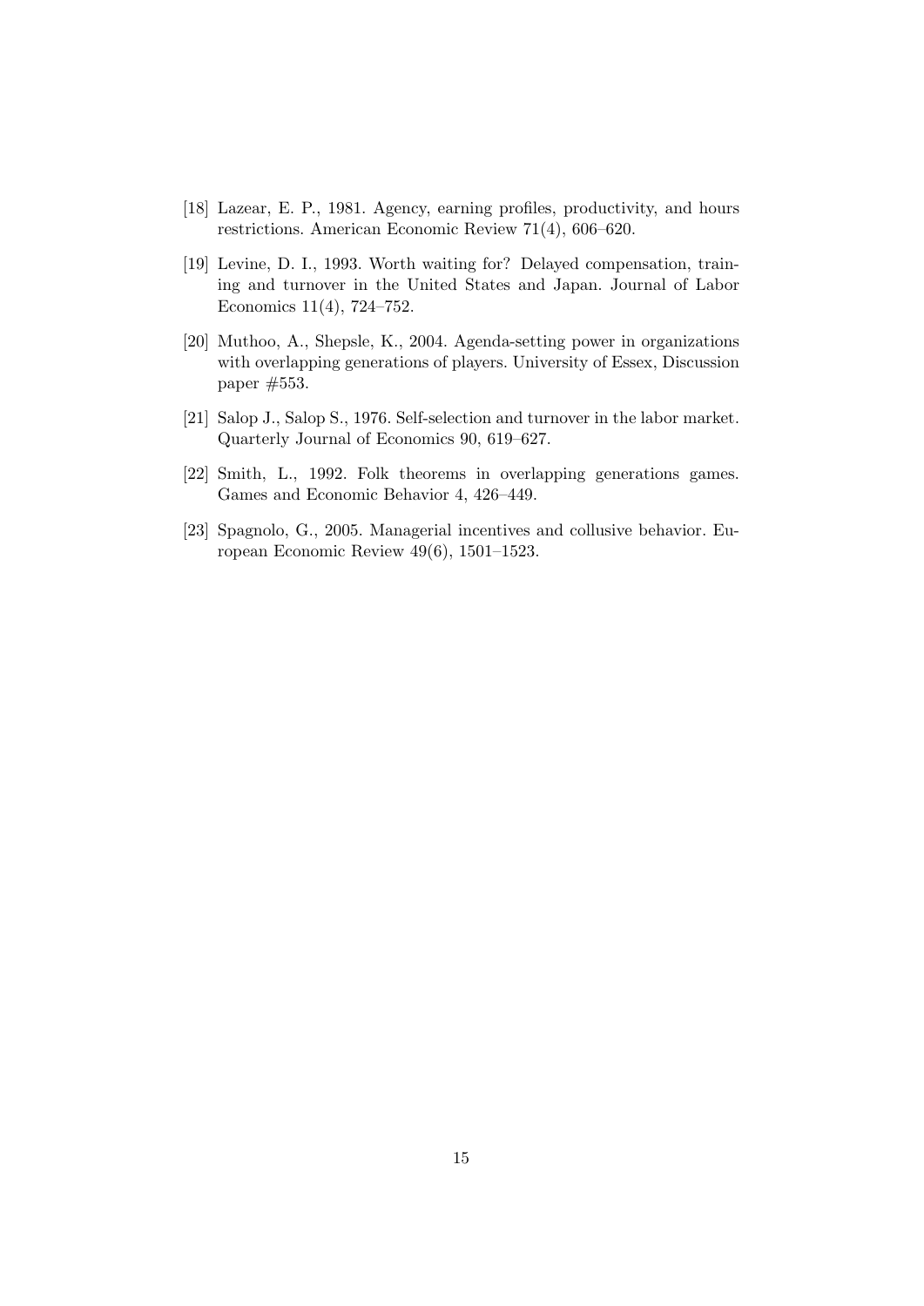[18] Lazear, E. P., 1981. Agency, earning profiles, productivity, and hours restrictions. American Economic Review 71(4), 606–620.

[19] Levine, D. I., 1993. Worth waiting for? Delayed compensation, training and turnover in the United States and Japan. Journal of Labor Economics 11(4), 724–752.

[20] Muthoo, A., Shepsle, K., 2004. Agenda-setting power in organizations with overlapping generations of players. University of Essex, Discussion paper #553.

[21] Salop J., Salop S., 1976. Self-selection and turnover in the labor market. Quarterly Journal of Economics 90, 619–627.

[22] Smith, L., 1992. Folk theorems in overlapping generations games. Games and Economic Behavior 4, 426–449.

[23] Spagnolo, G., 2005. Managerial incentives and collusive behavior. European Economic Review 49(6), 1501–1523.